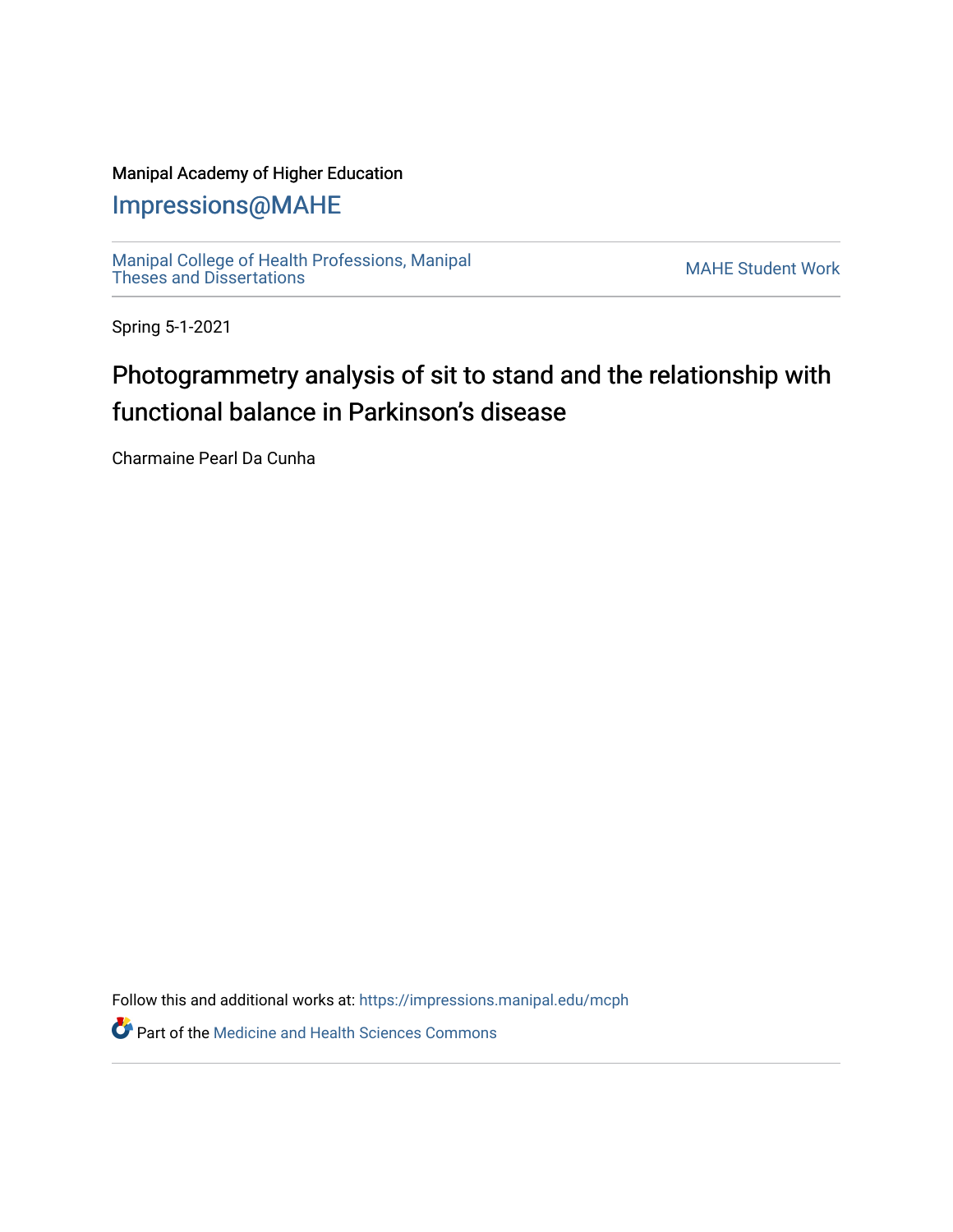Manipal Academy of Higher Education

## Impressions@MAHE

Manipal College of Health Professions, Manipal Theses and Dissertations

MAHE Student Work

Spring 5-1-2021

# Photogrammetry analysis of sit to stand and the relationship with functional balance in Parkinson's disease

Charmaine Pearl Da Cunha

Follow this and additional works at: https://impressions.manipal.edu/mcph

Part of the Medicine and Health Sciences Commons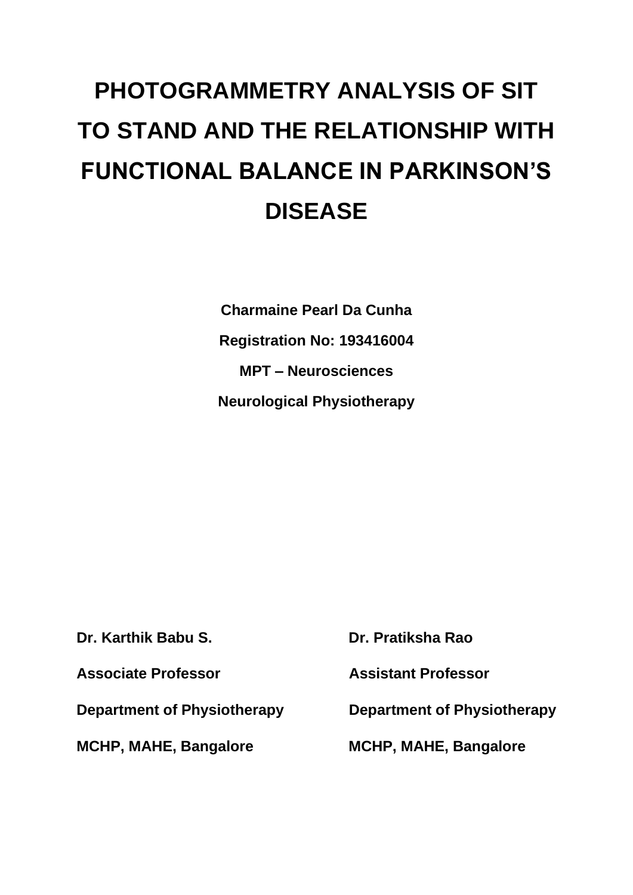# PHOTOGRAMMETRY ANALYSIS OF SIT TO STAND AND THE RELATIONSHIP WITH FUNCTIONAL BALANCE IN PARKINSON'S DISEASE

**Charmaine Pearl Da Cunha**

**Registration No: 193416004**

**MPT – Neurosciences**

**Neurological Physiotherapy**

**Dr. Karthik Babu S.**

**Associate Professor**

**Department of Physiotherapy**

**MCHP, MAHE, Bangalore**

**Dr. Pratiksha Rao**

**Assistant Professor**

**Department of Physiotherapy**

**MCHP, MAHE, Bangalore**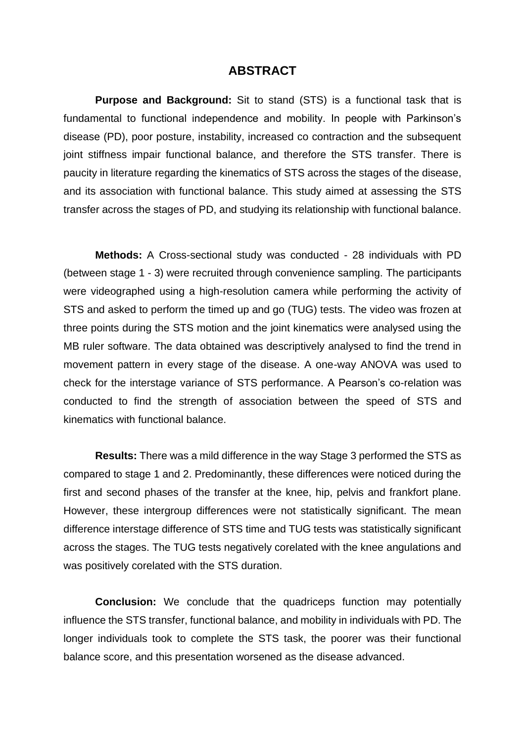# ABSTRACT

**Purpose and Background:** Sit to stand (STS) is a functional task that is fundamental to functional independence and mobility. In people with Parkinson's disease (PD), poor posture, instability, increased co contraction and the subsequent joint stiffness impair functional balance, and therefore the STS transfer. There is paucity in literature regarding the kinematics of STS across the stages of the disease, and its association with functional balance. This study aimed at assessing the STS transfer across the stages of PD, and studying its relationship with functional balance.

**Methods:** A Cross-sectional study was conducted - 28 individuals with PD (between stage 1 - 3) were recruited through convenience sampling. The participants were videographed using a high-resolution camera while performing the activity of STS and asked to perform the timed up and go (TUG) tests. The video was frozen at three points during the STS motion and the joint kinematics were analysed using the MB ruler software. The data obtained was descriptively analysed to find the trend in movement pattern in every stage of the disease. A one-way ANOVA was used to check for the interstage variance of STS performance. A Pearson's co-relation was conducted to find the strength of association between the speed of STS and kinematics with functional balance.

**Results:** There was a mild difference in the way Stage 3 performed the STS as compared to stage 1 and 2. Predominantly, these differences were noticed during the first and second phases of the transfer at the knee, hip, pelvis and frankfort plane. However, these intergroup differences were not statistically significant. The mean difference interstage difference of STS time and TUG tests was statistically significant across the stages. The TUG tests negatively corelated with the knee angulations and was positively corelated with the STS duration.

**Conclusion:** We conclude that the quadriceps function may potentially influence the STS transfer, functional balance, and mobility in individuals with PD. The longer individuals took to complete the STS task, the poorer was their functional balance score, and this presentation worsened as the disease advanced.